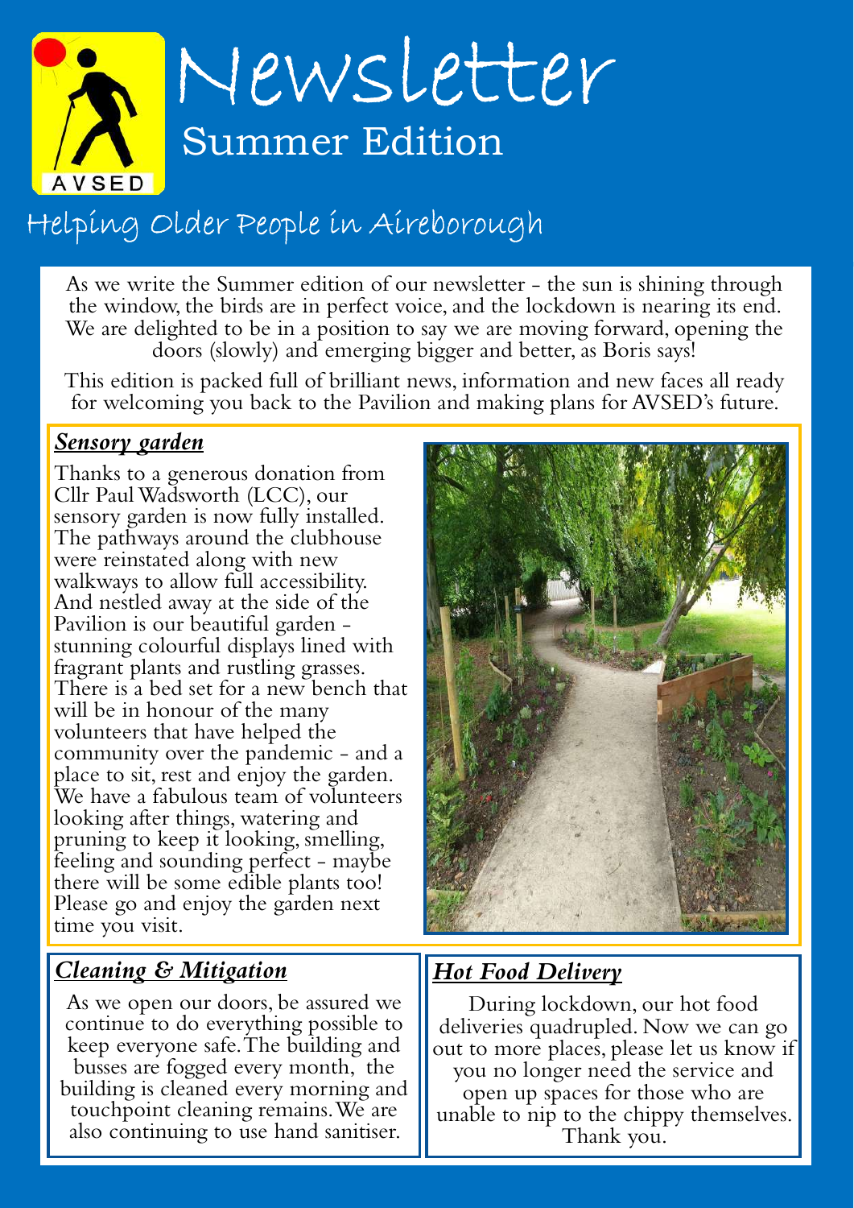AVSED

# Newsletter

## Summer Edition

Helping Older People in Aireborough

As we write the Summer edition of our newsletter - the sun is shining through the window, the birds are in perfect voice, and the lockdown is nearing its end. We are delighted to be in a position to say we are moving forward, opening the doors (slowly) and emerging bigger and better, as Boris says!

This edition is packed full of brilliant news, information and new faces all ready for welcoming you back to the Pavilion and making plans for AVSED's future.

### ***Sensory garden***

Thanks to a generous donation from Cllr Paul Wadsworth (LCC), our sensory garden is now fully installed. The pathways around the clubhouse were reinstated along with new walkways to allow full accessibility. And nestled away at the side of the Pavilion is our beautiful garden - stunning colourful displays lined with fragrant plants and rustling grasses. There is a bed set for a new bench that will be in honour of the many volunteers that have helped the community over the pandemic - and a place to sit, rest and enjoy the garden. We have a fabulous team of volunteers looking after things, watering and pruning to keep it looking, smelling, feeling and sounding perfect - maybe there will be some edible plants too! Please go and enjoy the garden next time you visit.

### ***Cleaning & Mitigation***

As we open our doors, be assured we continue to do everything possible to keep everyone safe. The building and busses are fogged every month, the building is cleaned every morning and touchpoint cleaning remains. We are also continuing to use hand sanitiser.

### ***Hot Food Delivery***

During lockdown, our hot food deliveries quadrupled. Now we can go out to more places, please let us know if you no longer need the service and open up spaces for those who are unable to nip to the chippy themselves. Thank you.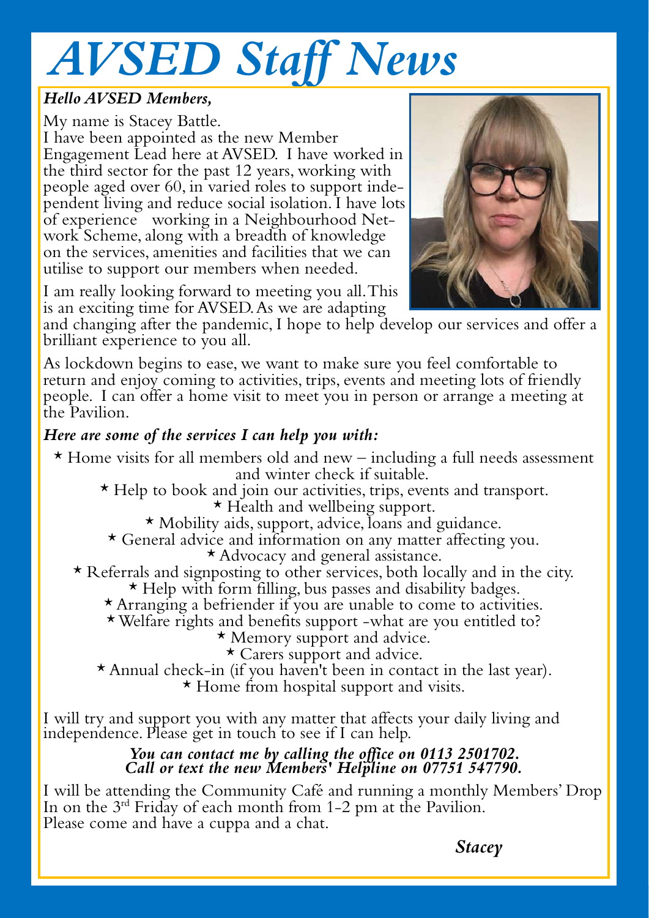# AVSED Staff News

***Hello AVSED Members,***

My name is Stacey Battle.

I have been appointed as the new Member Engagement Lead here at AVSED. I have worked in the third sector for the past 12 years, working with people aged over 60, in varied roles to support independent living and reduce social isolation. I have lots of experience working in a Neighbourhood Network Scheme, along with a breadth of knowledge on the services, amenities and facilities that we can utilise to support our members when needed.

I am really looking forward to meeting you all. This is an exciting time for AVSED. As we are adapting and changing after the pandemic, I hope to help develop our services and offer a brilliant experience to you all.

As lockdown begins to ease, we want to make sure you feel comfortable to return and enjoy coming to activities, trips, events and meeting lots of friendly people. I can offer a home visit to meet you in person or arrange a meeting at the Pavilion.

***Here are some of the services I can help you with:***

- Home visits for all members old and new – including a full needs assessment and winter check if suitable.
- Help to book and join our activities, trips, events and transport.
- Health and wellbeing support.
- Mobility aids, support, advice, loans and guidance.
- General advice and information on any matter affecting you.
- Advocacy and general assistance.
- Referrals and signposting to other services, both locally and in the city.
- Help with form filling, bus passes and disability badges.
- Arranging a befriender if you are unable to come to activities.
- Welfare rights and benefits support -what are you entitled to?
- Memory support and advice.
- Carers support and advice.
- Annual check-in (if you haven't been in contact in the last year).
- Home from hospital support and visits.

I will try and support you with any matter that affects your daily living and independence. Please get in touch to see if I can help.

***You can contact me by calling the office on 0113 2501702.***
***Call or text the new Members' Helpline on 07751 547790.***

I will be attending the Community Café and running a monthly Members' Drop In on the 3rd Friday of each month from 1-2 pm at the Pavilion.
Please come and have a cuppa and a chat.

***Stacey***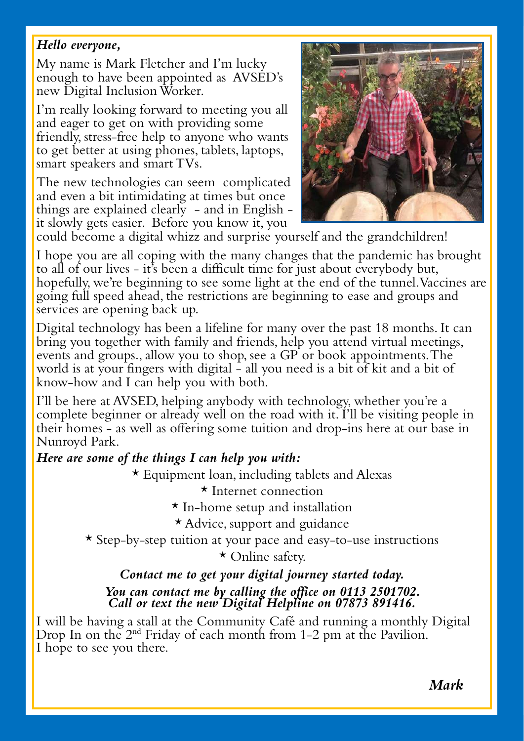***Hello everyone,***

My name is Mark Fletcher and I'm lucky enough to have been appointed as AVSED's new Digital Inclusion Worker.

I'm really looking forward to meeting you all and eager to get on with providing some friendly, stress-free help to anyone who wants to get better at using phones, tablets, laptops, smart speakers and smart TVs.

The new technologies can seem complicated and even a bit intimidating at times but once things are explained clearly - and in English - it slowly gets easier. Before you know it, you could become a digital whizz and surprise yourself and the grandchildren!

I hope you are all coping with the many changes that the pandemic has brought to all of our lives - it's been a difficult time for just about everybody but, hopefully, we're beginning to see some light at the end of the tunnel. Vaccines are going full speed ahead, the restrictions are beginning to ease and groups and services are opening back up.

Digital technology has been a lifeline for many over the past 18 months. It can bring you together with family and friends, help you attend virtual meetings, events and groups., allow you to shop, see a GP or book appointments. The world is at your fingers with digital - all you need is a bit of kit and a bit of know-how and I can help you with both.

I'll be here at AVSED, helping anybody with technology, whether you're a complete beginner or already well on the road with it. I'll be visiting people in their homes - as well as offering some tuition and drop-ins here at our base in Nunroyd Park.

***Here are some of the things I can help you with:***

* Equipment loan, including tablets and Alexas
* Internet connection
* In-home setup and installation
* Advice, support and guidance
* Step-by-step tuition at your pace and easy-to-use instructions
* Online safety.

***Contact me to get your digital journey started today.***

***You can contact me by calling the office on 0113 2501702.***
***Call or text the new Digital Helpline on 07873 891416.***

I will be having a stall at the Community Café and running a monthly Digital Drop In on the 2nd Friday of each month from 1-2 pm at the Pavilion.
I hope to see you there.

***Mark***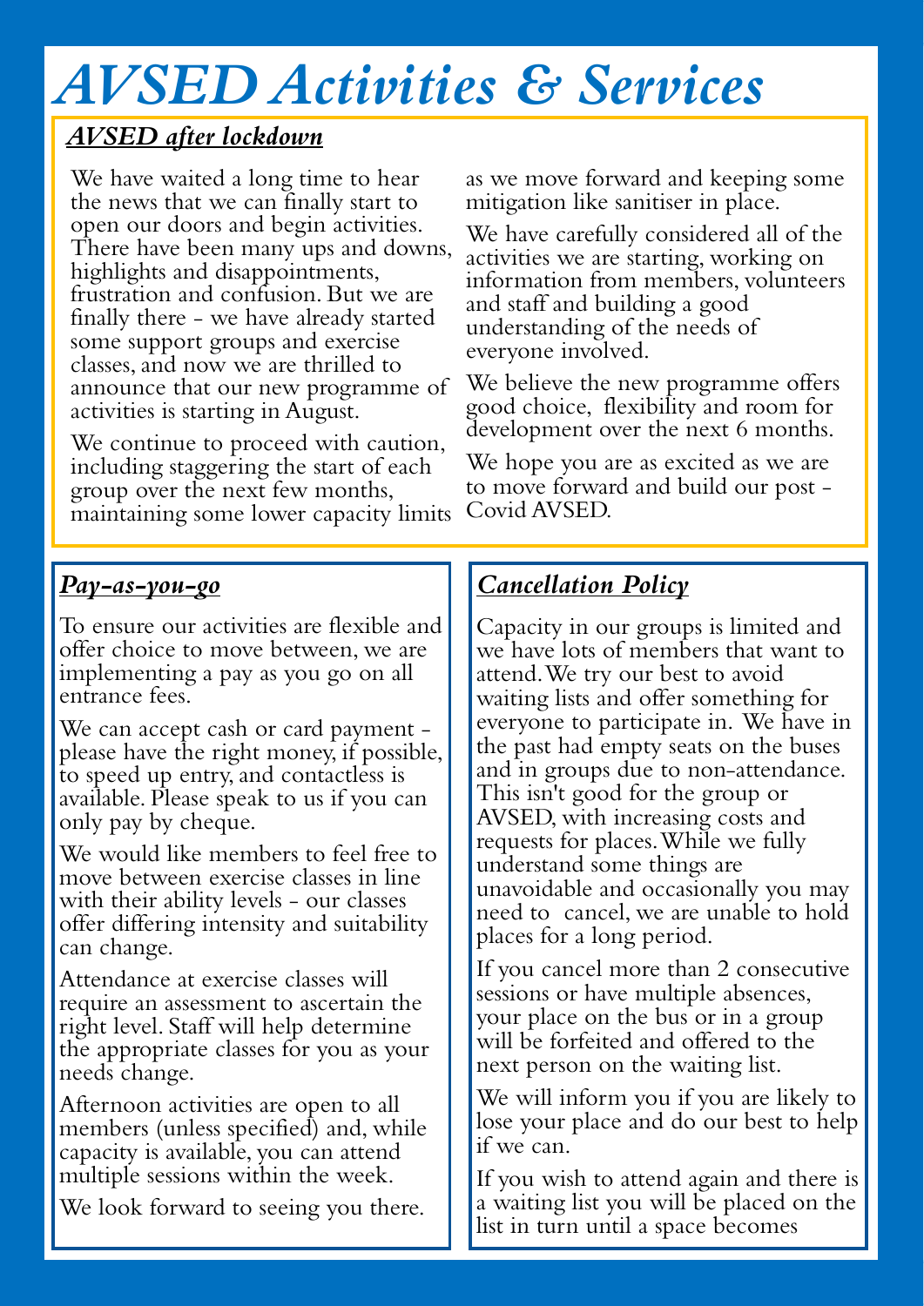# *AVSED Activities & Services*

## *AVSED after lockdown*

We have waited a long time to hear the news that we can finally start to open our doors and begin activities. There have been many ups and downs, highlights and disappointments, frustration and confusion. But we are finally there - we have already started some support groups and exercise classes, and now we are thrilled to announce that our new programme of activities is starting in August.

We continue to proceed with caution, including staggering the start of each group over the next few months, maintaining some lower capacity limits as we move forward and keeping some mitigation like sanitiser in place.

We have carefully considered all of the activities we are starting, working on information from members, volunteers and staff and building a good understanding of the needs of everyone involved.

We believe the new programme offers good choice, flexibility and room for development over the next 6 months.

We hope you are as excited as we are to move forward and build our post - Covid AVSED.

## *Pay-as-you-go*

To ensure our activities are flexible and offer choice to move between, we are implementing a pay as you go on all entrance fees.

We can accept cash or card payment - please have the right money, if possible, to speed up entry, and contactless is available. Please speak to us if you can only pay by cheque.

We would like members to feel free to move between exercise classes in line with their ability levels - our classes offer differing intensity and suitability can change.

Attendance at exercise classes will require an assessment to ascertain the right level. Staff will help determine the appropriate classes for you as your needs change.

Afternoon activities are open to all members (unless specified) and, while capacity is available, you can attend multiple sessions within the week.

We look forward to seeing you there.

## *Cancellation Policy*

Capacity in our groups is limited and we have lots of members that want to attend. We try our best to avoid waiting lists and offer something for everyone to participate in. We have in the past had empty seats on the buses and in groups due to non-attendance. This isn't good for the group or AVSED, with increasing costs and requests for places. While we fully understand some things are unavoidable and occasionally you may need to cancel, we are unable to hold places for a long period.

If you cancel more than 2 consecutive sessions or have multiple absences, your place on the bus or in a group will be forfeited and offered to the next person on the waiting list.

We will inform you if you are likely to lose your place and do our best to help if we can.

If you wish to attend again and there is a waiting list you will be placed on the list in turn until a space becomes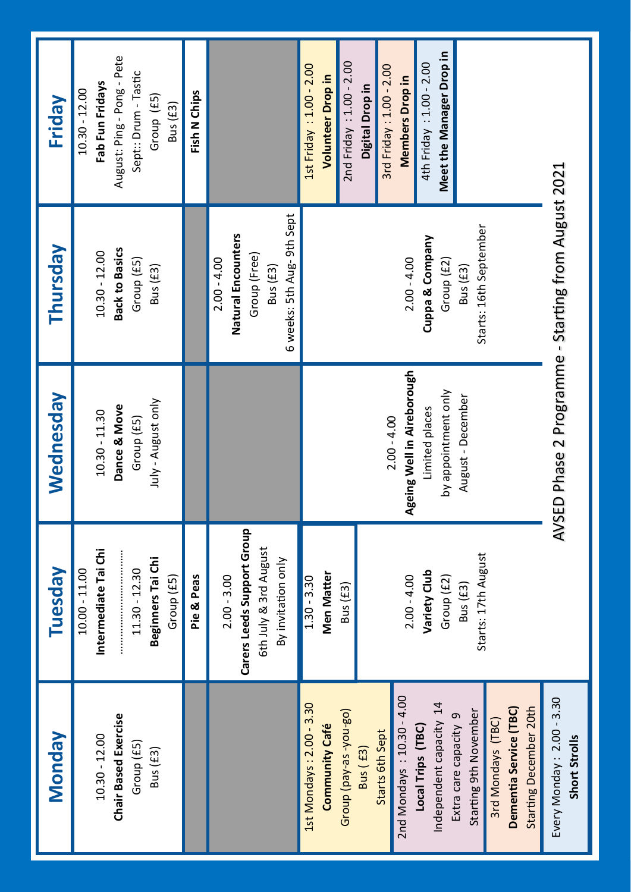# AVSED Phase 2 Programme - Starting from August 2021

| Monday | Tuesday | Wednesday | Thursday | Friday |
|---|---|---|---|---|
| 10.30 - 12.00 **Chair Based Exercise** Group (£5) Bus (£3) | 10.00 - 11.00 **Intermediate Tai Chi** ........................ 11.30 - 12.30 **Beginners Tai Chi** Group (£5) | 10.30 - 11.30 **Dance & Move** Group (£5) July - August only | 10.30 - 12.00 **Back to Basics** Group (£5) Bus (£3) | 10.30 - 12.00 **Fab Fun Fridays** August: Ping - Pong - Pete Sept:: Drum - Tastic Group (£5) Bus (£3) |
| | **Pie & Peas** | | | **Fish N Chips** |
| | 2.00 - 3.00 **Carers Leeds Support Group** 6th July & 3rd August By invitation only | | 2.00 - 4.00 **Natural Encounters** Group (Free) Bus (£3) 6 weeks: 5th Aug- 9th Sept | |
| 1st Mondays : 2.00 - 3.30 **Community Café** Group (pay-as -you-go) Bus ( £3) Starts 6th Sept | 1.30 - 3.30 **Men Matter** Bus (£3) | 2.00 - 4.00 **Ageing Well in Aireborough** Limited places by appointment only August - December | 2.00 - 4.00 **Cuppa & Company** Group (£2) Bus (£3) Starts: 16th September | 1st Friday : 1.00 - 2.00 **Volunteer Drop in** |
| 2nd Mondays : 10.30 - 4.00 **Local Trips (TBC)** Independent capacity 14 Extra care capacity 9 Starting 9th November | 2.00 - 4.00 **Variety Club** Group (£2) Bus (£3) Starts: 17th August | | | 2nd Friday : 1.00 - 2.00 **Digital Drop in** |
| 3rd Mondays (TBC) **Dementia Service (TBC)** Starting December 20th | | | | 3rd Friday : 1.00 - 2.00 **Members Drop in** |
| Every Monday : 2.00 - 3.30 **Short Strolls** | | | | 4th Friday : 1.00 - 2.00 **Meet the Manager Drop in** |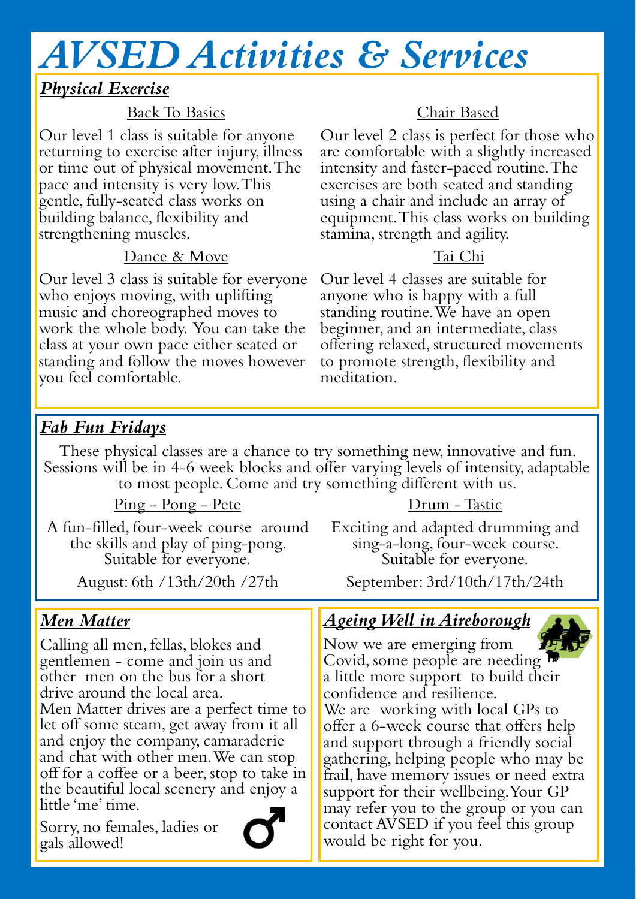# AVSED Activities & Services

## *Physical Exercise*

### Back To Basics

Our level 1 class is suitable for anyone returning to exercise after injury, illness or time out of physical movement. The pace and intensity is very low. This gentle, fully-seated class works on building balance, flexibility and strengthening muscles.

### Chair Based

Our level 2 class is perfect for those who are comfortable with a slightly increased intensity and faster-paced routine. The exercises are both seated and standing using a chair and include an array of equipment. This class works on building stamina, strength and agility.

### Dance & Move

Our level 3 class is suitable for everyone who enjoys moving, with uplifting music and choreographed moves to work the whole body. You can take the class at your own pace either seated or standing and follow the moves however you feel comfortable.

### Tai Chi

Our level 4 classes are suitable for anyone who is happy with a full standing routine. We have an open beginner, and an intermediate, class offering relaxed, structured movements to promote strength, flexibility and meditation.

## *Fab Fun Fridays*

These physical classes are a chance to try something new, innovative and fun. Sessions will be in 4-6 week blocks and offer varying levels of intensity, adaptable to most people. Come and try something different with us.

### Ping - Pong - Pete

A fun-filled, four-week course around the skills and play of ping-pong. Suitable for everyone.

August: 6th /13th/20th /27th

### Drum - Tastic

Exciting and adapted drumming and sing-a-long, four-week course. Suitable for everyone.

September: 3rd/10th/17th/24th

## *Men Matter*

Calling all men, fellas, blokes and gentlemen - come and join us and other men on the bus for a short drive around the local area.

Men Matter drives are a perfect time to let off some steam, get away from it all and enjoy the company, camaraderie and chat with other men. We can stop off for a coffee or a beer, stop to take in the beautiful local scenery and enjoy a little 'me' time.

Sorry, no females, ladies or gals allowed!

## *Ageing Well in Aireborough*

Now we are emerging from Covid, some people are needing a little more support to build their confidence and resilience.

We are working with local GPs to offer a 6-week course that offers help and support through a friendly social gathering, helping people who may be frail, have memory issues or need extra support for their wellbeing. Your GP may refer you to the group or you can contact AVSED if you feel this group would be right for you.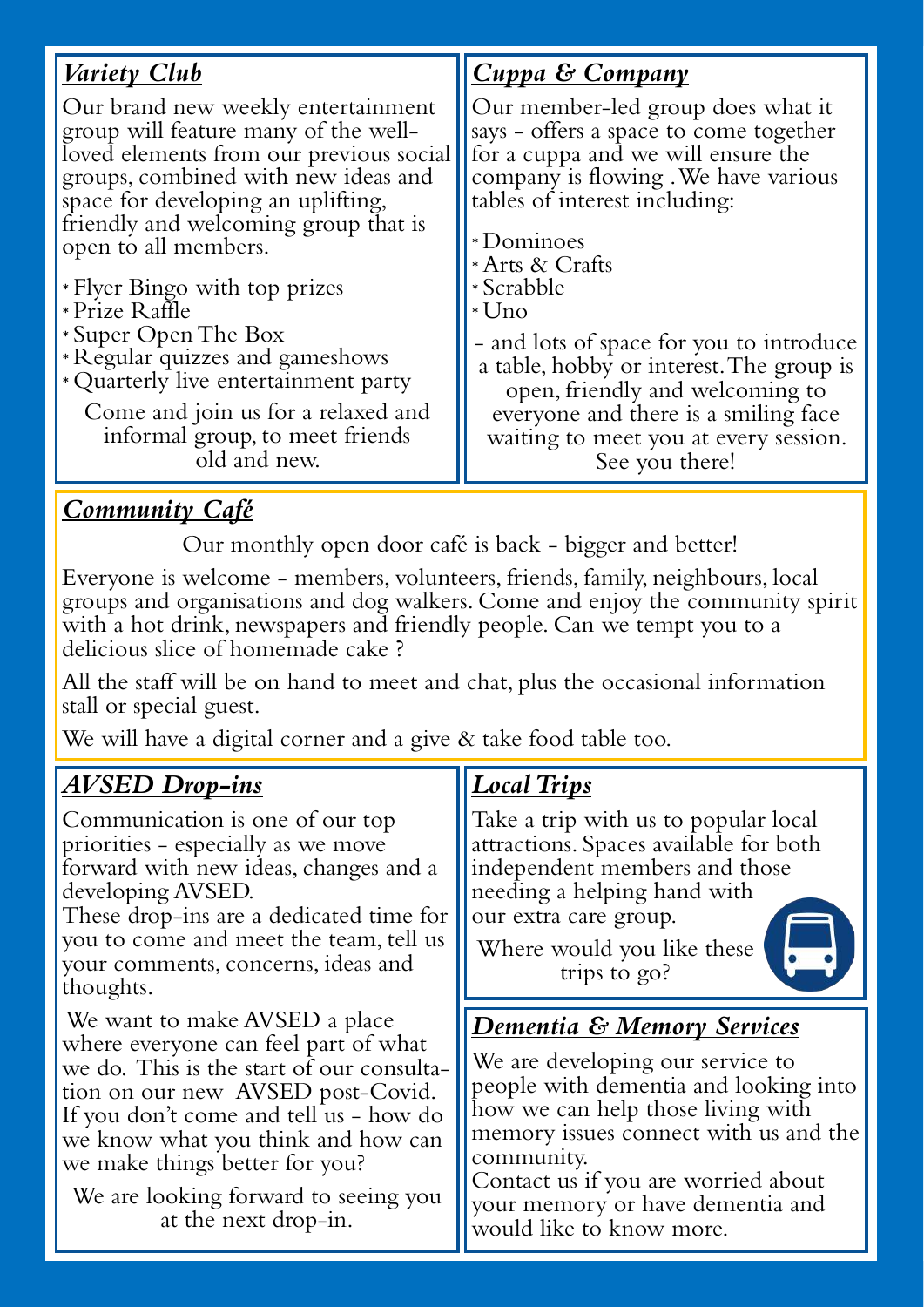## *Variety Club*

Our brand new weekly entertainment group will feature many of the well-loved elements from our previous social groups, combined with new ideas and space for developing an uplifting, friendly and welcoming group that is open to all members.

- Flyer Bingo with top prizes
- Prize Raffle
- Super Open The Box
- Regular quizzes and gameshows
- Quarterly live entertainment party

Come and join us for a relaxed and informal group, to meet friends old and new.

## *Cuppa & Company*

Our member-led group does what it says - offers a space to come together for a cuppa and we will ensure the company is flowing . We have various tables of interest including:

- Dominoes
- Arts & Crafts
- Scrabble
- Uno

- and lots of space for you to introduce a table, hobby or interest. The group is open, friendly and welcoming to everyone and there is a smiling face waiting to meet you at every session. See you there!

## *Community Café*

Our monthly open door café is back - bigger and better!

Everyone is welcome - members, volunteers, friends, family, neighbours, local groups and organisations and dog walkers. Come and enjoy the community spirit with a hot drink, newspapers and friendly people. Can we tempt you to a delicious slice of homemade cake ?

All the staff will be on hand to meet and chat, plus the occasional information stall or special guest.

We will have a digital corner and a give & take food table too.

## *AVSED Drop-ins*

Communication is one of our top priorities - especially as we move forward with new ideas, changes and a developing AVSED.
These drop-ins are a dedicated time for you to come and meet the team, tell us your comments, concerns, ideas and thoughts.

We want to make AVSED a place where everyone can feel part of what we do. This is the start of our consultation on our new AVSED post-Covid. If you don't come and tell us - how do we know what you think and how can we make things better for you?

We are looking forward to seeing you at the next drop-in.

## *Local Trips*

Take a trip with us to popular local attractions. Spaces available for both independent members and those needing a helping hand with our extra care group.

Where would you like these trips to go?

## *Dementia & Memory Services*

We are developing our service to people with dementia and looking into how we can help those living with memory issues connect with us and the community.
Contact us if you are worried about your memory or have dementia and would like to know more.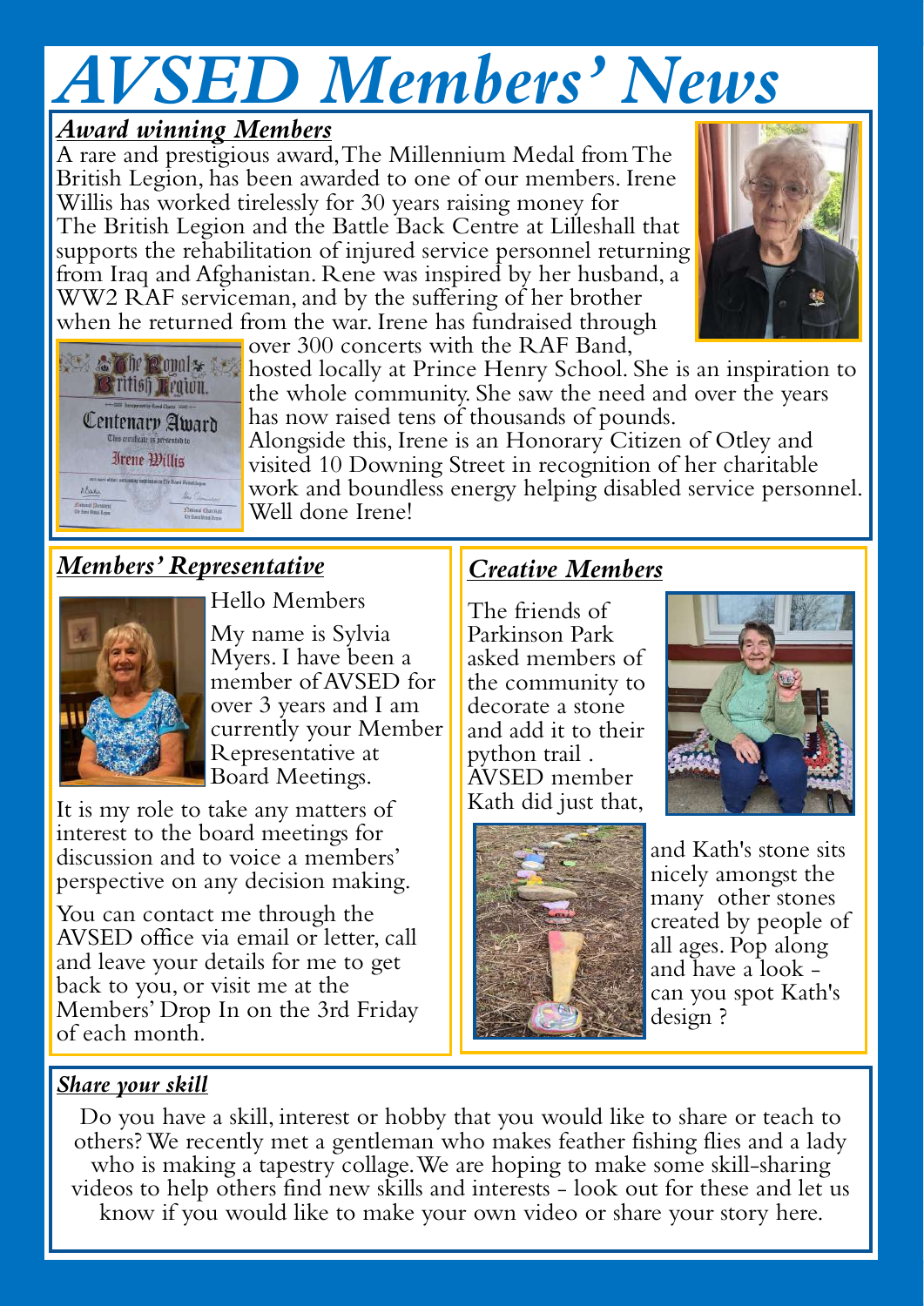# AVSED Members' News

## *Award winning Members*

A rare and prestigious award, The Millennium Medal from The British Legion, has been awarded to one of our members. Irene Willis has worked tirelessly for 30 years raising money for The British Legion and the Battle Back Centre at Lilleshall that supports the rehabilitation of injured service personnel returning from Iraq and Afghanistan. Rene was inspired by her husband, a WW2 RAF serviceman, and by the suffering of her brother when he returned from the war. Irene has fundraised through over 300 concerts with the RAF Band, hosted locally at Prince Henry School. She is an inspiration to the whole community. She saw the need and over the years has now raised tens of thousands of pounds.

Alongside this, Irene is an Honorary Citizen of Otley and visited 10 Downing Street in recognition of her charitable work and boundless energy helping disabled service personnel. Well done Irene!

## *Members' Representative*

Hello Members

My name is Sylvia Myers. I have been a member of AVSED for over 3 years and I am currently your Member Representative at Board Meetings.

It is my role to take any matters of interest to the board meetings for discussion and to voice a members' perspective on any decision making.

You can contact me through the AVSED office via email or letter, call and leave your details for me to get back to you, or visit me at the Members' Drop In on the 3rd Friday of each month.

## *Creative Members*

The friends of Parkinson Park asked members of the community to decorate a stone and add it to their python trail . AVSED member Kath did just that, and Kath's stone sits nicely amongst the many other stones created by people of all ages. Pop along and have a look - can you spot Kath's design ?

## *Share your skill*

Do you have a skill, interest or hobby that you would like to share or teach to others? We recently met a gentleman who makes feather fishing flies and a lady who is making a tapestry collage. We are hoping to make some skill-sharing videos to help others find new skills and interests - look out for these and let us know if you would like to make your own video or share your story here.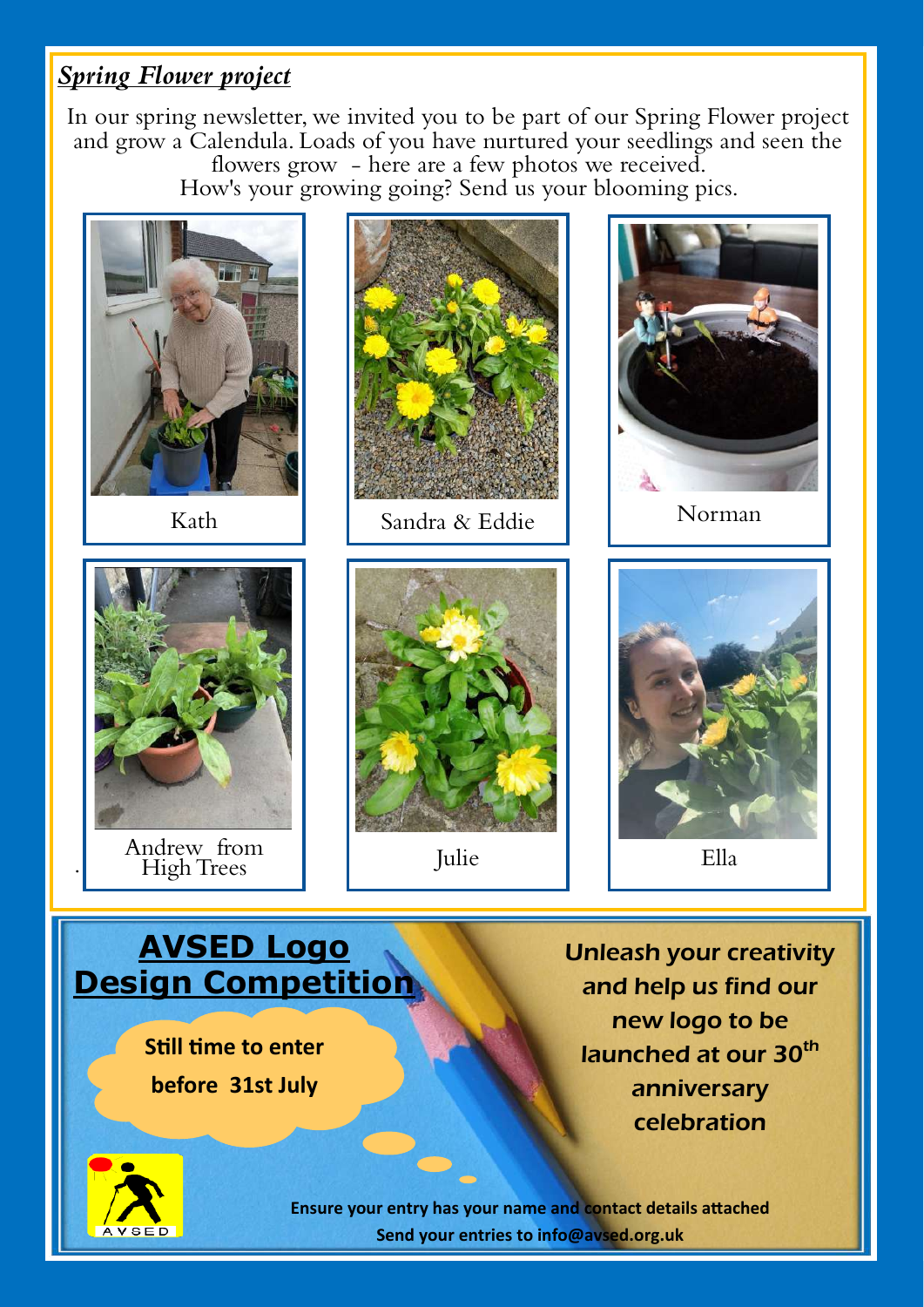## *Spring Flower project*

In our spring newsletter, we invited you to be part of our Spring Flower project and grow a Calendula. Loads of you have nurtured your seedlings and seen the flowers grow - here are a few photos we received.
How's your growing going? Send us your blooming pics.

Kath

Sandra & Eddie

Norman

Andrew from High Trees

Julie

Ella

## AVSED Logo Design Competition

**Still time to enter before 31st July**

***Unleash your creativity and help us find our new logo to be launched at our 30th anniversary celebration***

**Ensure your entry has your name and contact details attached**

**Send your entries to info@avsed.org.uk**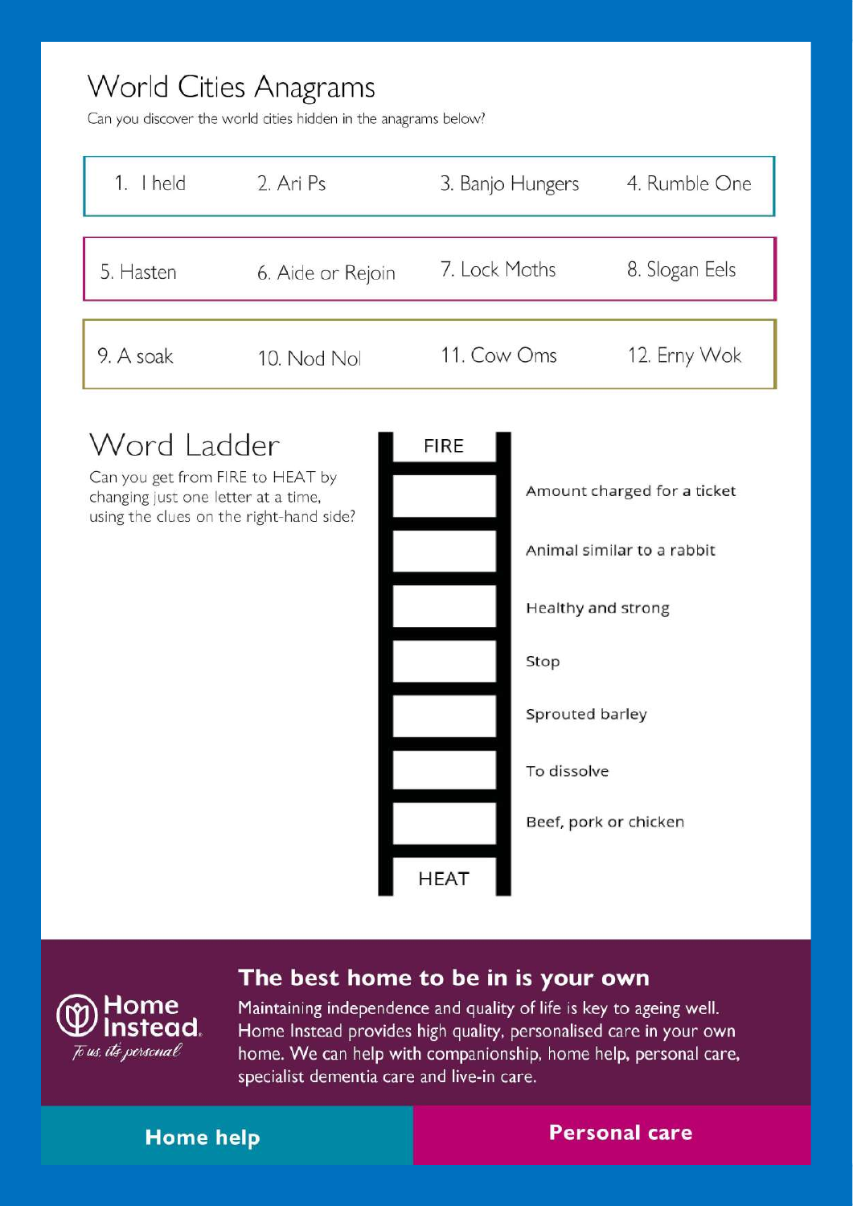# World Cities Anagrams

Can you discover the world cities hidden in the anagrams below?

| | | | |
|---|---|---|---|
| 1. I held | 2. Ari Ps | 3. Banjo Hungers | 4. Rumble One |
| 5. Hasten | 6. Aide or Rejoin | 7. Lock Moths | 8. Slogan Eels |
| 9. A soak | 10. Nod Nol | 11. Cow Oms | 12. Erny Wok |

# Word Ladder

Can you get from FIRE to HEAT by changing just one letter at a time, using the clues on the right-hand side?

| Ladder | Clue |
|---|---|
| FIRE | |
| | Amount charged for a ticket |
| | Animal similar to a rabbit |
| | Healthy and strong |
| | Stop |
| | Sprouted barley |
| | To dissolve |
| | Beef, pork or chicken |
| HEAT | |

## The best home to be in is your own

Home Instead. *To us, it's personal*

Maintaining independence and quality of life is key to ageing well. Home Instead provides high quality, personalised care in your own home. We can help with companionship, home help, personal care, specialist dementia care and live-in care.

**Home help** | **Personal care**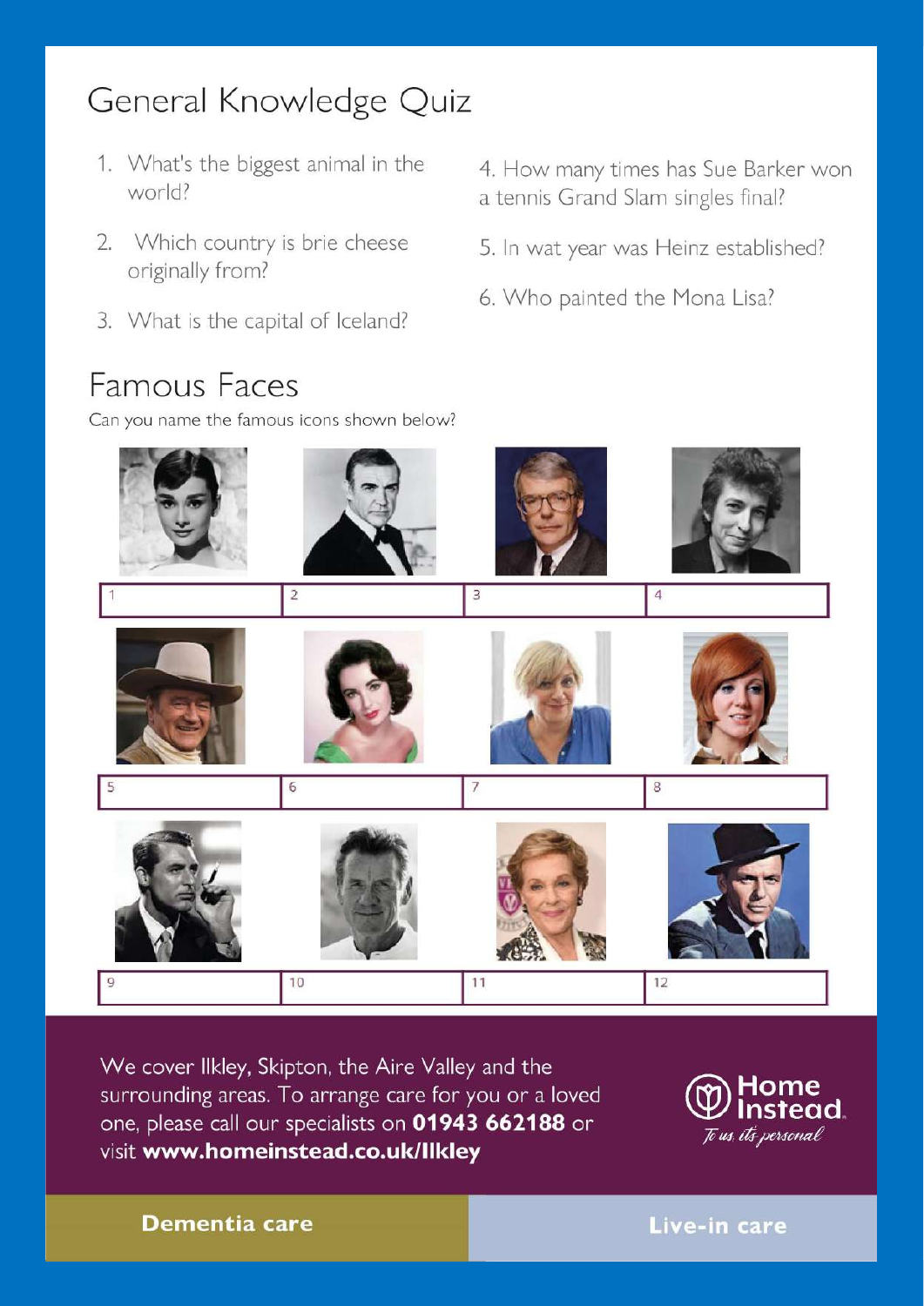# General Knowledge Quiz

1. What's the biggest animal in the world?
2. Which country is brie cheese originally from?
3. What is the capital of Iceland?
4. How many times has Sue Barker won a tennis Grand Slam singles final?
5. In wat year was Heinz established?
6. Who painted the Mona Lisa?

# Famous Faces

Can you name the famous icons shown below?

| 1 | 2 | 3 | 4 |
|---|---|---|---|
| 5 | 6 | 7 | 8 |
| 9 | 10 | 11 | 12 |

We cover Ilkley, Skipton, the Aire Valley and the surrounding areas. To arrange care for you or a loved one, please call our specialists on **01943 662188** or visit **www.homeinstead.co.uk/Ilkley**

Home Instead. *To us, it's personal*

**Dementia care** | **Live-in care**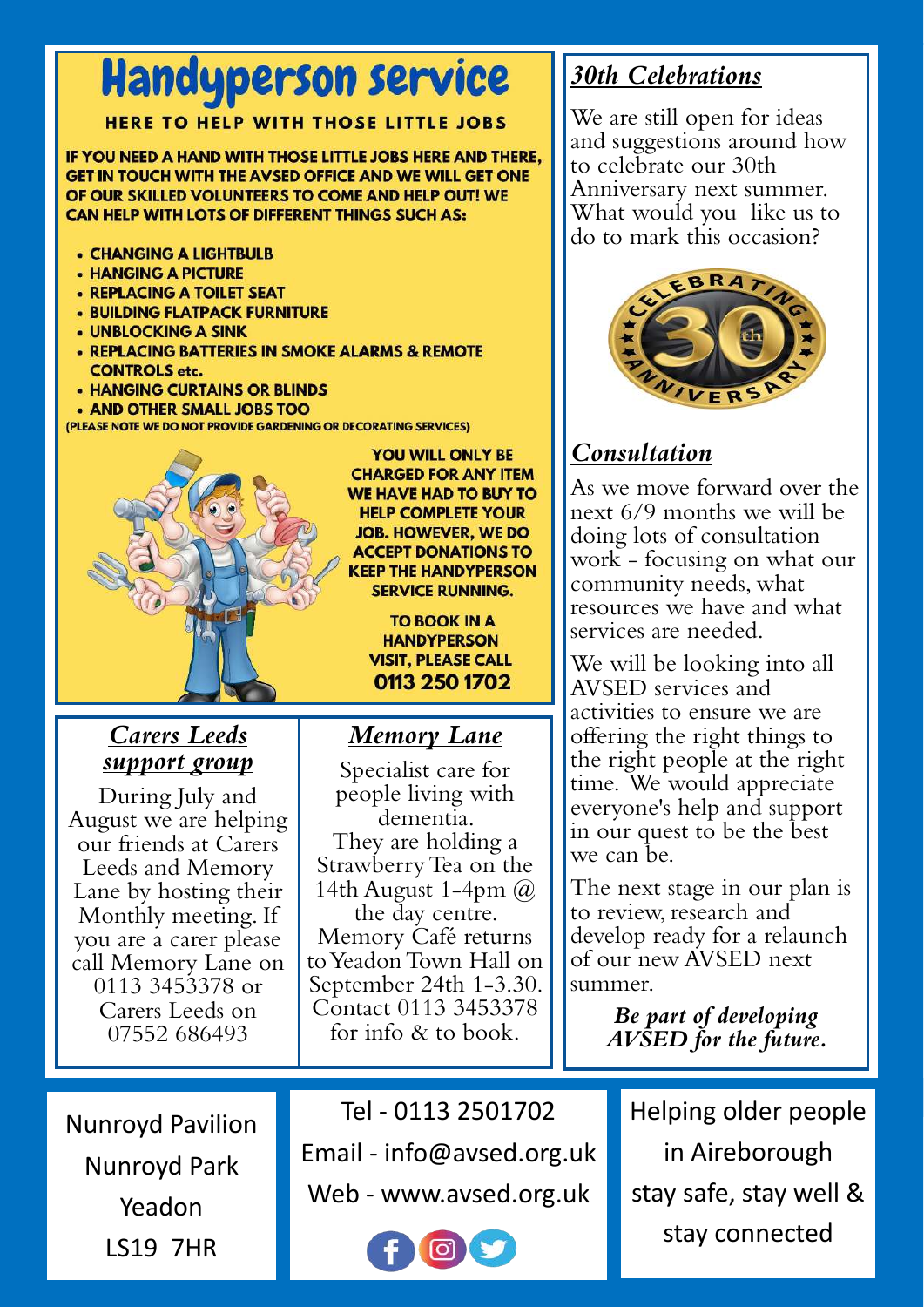# Handyperson service

**HERE TO HELP WITH THOSE LITTLE JOBS**

**IF YOU NEED A HAND WITH THOSE LITTLE JOBS HERE AND THERE, GET IN TOUCH WITH THE AVSED OFFICE AND WE WILL GET ONE OF OUR SKILLED VOLUNTEERS TO COME AND HELP OUT! WE CAN HELP WITH LOTS OF DIFFERENT THINGS SUCH AS:**

- CHANGING A LIGHTBULB
- HANGING A PICTURE
- REPLACING A TOILET SEAT
- BUILDING FLATPACK FURNITURE
- UNBLOCKING A SINK
- REPLACING BATTERIES IN SMOKE ALARMS & REMOTE CONTROLS etc.
- HANGING CURTAINS OR BLINDS
- AND OTHER SMALL JOBS TOO

(PLEASE NOTE WE DO NOT PROVIDE GARDENING OR DECORATING SERVICES)

**YOU WILL ONLY BE CHARGED FOR ANY ITEM WE HAVE HAD TO BUY TO HELP COMPLETE YOUR JOB. HOWEVER, WE DO ACCEPT DONATIONS TO KEEP THE HANDYPERSON SERVICE RUNNING.**

**TO BOOK IN A HANDYPERSON VISIT, PLEASE CALL 0113 250 1702**

## *Carers Leeds support group*

During July and August we are helping our friends at Carers Leeds and Memory Lane by hosting their Monthly meeting. If you are a carer please call Memory Lane on 0113 3453378 or Carers Leeds on 07552 686493

## *Memory Lane*

Specialist care for people living with dementia.
They are holding a Strawberry Tea on the 14th August 1-4pm @ the day centre.
Memory Café returns to Yeadon Town Hall on September 24th 1-3.30.
Contact 0113 3453378 for info & to book.

## *30th Celebrations*

We are still open for ideas and suggestions around how to celebrate our 30th Anniversary next summer. What would you like us to do to mark this occasion?

## *Consultation*

As we move forward over the next 6/9 months we will be doing lots of consultation work - focusing on what our community needs, what resources we have and what services are needed.

We will be looking into all AVSED services and activities to ensure we are offering the right things to the right people at the right time. We would appreciate everyone's help and support in our quest to be the best we can be.

The next stage in our plan is to review, research and develop ready for a relaunch of our new AVSED next summer.

***Be part of developing AVSED for the future.***

Nunroyd Pavilion
Nunroyd Park
Yeadon
LS19 7HR

Tel - 0113 2501702
Email - info@avsed.org.uk
Web - www.avsed.org.uk

Helping older people in Aireborough stay safe, stay well & stay connected